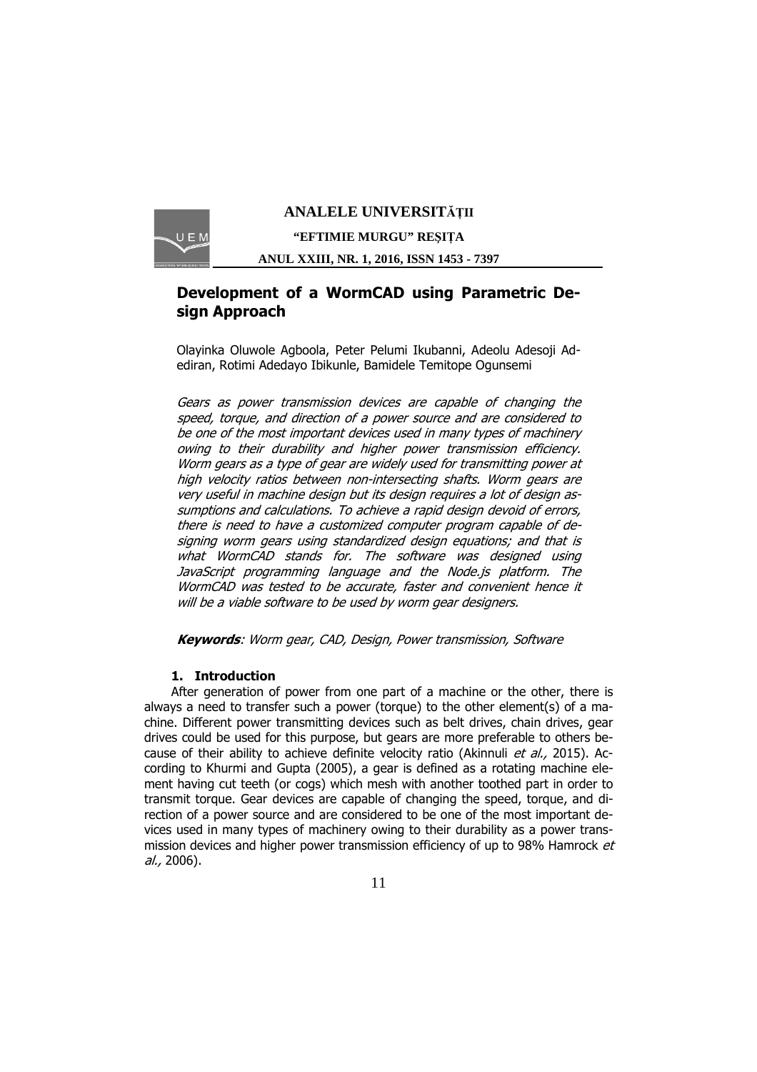# Development of a WormCAD using Parametric Design Approach

Olayinka Oluwole Agboola, Peter Pelumi Ikubanni, Adeolu Adesoji Adediran, Rotimi Adedayo Ibikunle, Bamidele Temitope Ogunsemi

*Gears as power transmission devices are capable of changing the speed, torque, and direction of a power source and are considered to be one of the most important devices used in many types of machinery owing to their durability and higher power transmission efficiency. Worm gears as a type of gear are widely used for transmitting power at high velocity ratios between non-intersecting shafts. Worm gears are very useful in machine design but its design requires a lot of design assumptions and calculations. To achieve a rapid design devoid of errors, there is need to have a customized computer program capable of designing worm gears using standardized design equations; and that is what WormCAD stands for. The software was designed using JavaScript programming language and the Node.js platform. The WormCAD was tested to be accurate, faster and convenient hence it will be a viable software to be used by worm gear designers.*

***Keywords**: Worm gear, CAD, Design, Power transmission, Software*

## 1. Introduction

After generation of power from one part of a machine or the other, there is always a need to transfer such a power (torque) to the other element(s) of a machine. Different power transmitting devices such as belt drives, chain drives, gear drives could be used for this purpose, but gears are more preferable to others because of their ability to achieve definite velocity ratio (Akinnuli *et al.,* 2015). According to Khurmi and Gupta (2005), a gear is defined as a rotating machine element having cut teeth (or cogs) which mesh with another toothed part in order to transmit torque. Gear devices are capable of changing the speed, torque, and direction of a power source and are considered to be one of the most important devices used in many types of machinery owing to their durability as a power transmission devices and higher power transmission efficiency of up to 98% Hamrock *et al.,* 2006).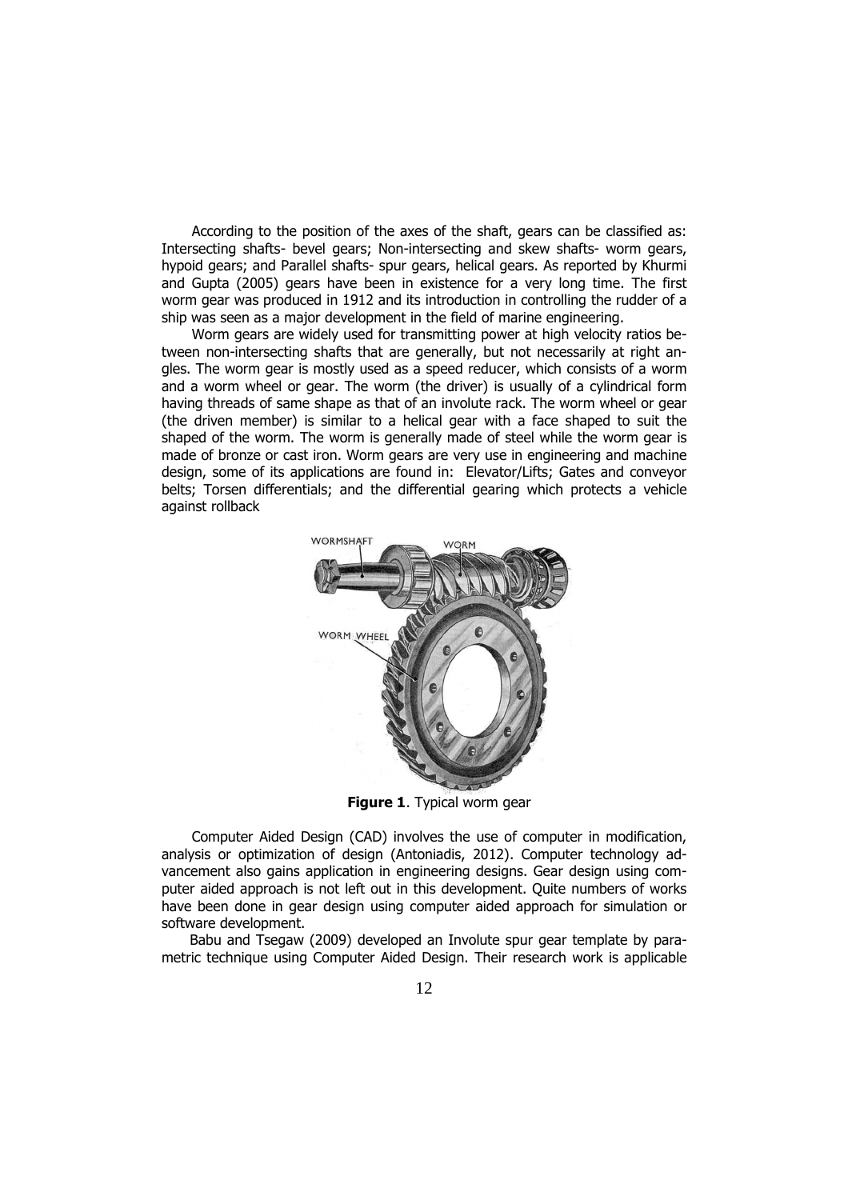According to the position of the axes of the shaft, gears can be classified as: Intersecting shafts- bevel gears; Non-intersecting and skew shafts- worm gears, hypoid gears; and Parallel shafts- spur gears, helical gears. As reported by Khurmi and Gupta (2005) gears have been in existence for a very long time. The first worm gear was produced in 1912 and its introduction in controlling the rudder of a ship was seen as a major development in the field of marine engineering.

Worm gears are widely used for transmitting power at high velocity ratios between non-intersecting shafts that are generally, but not necessarily at right angles. The worm gear is mostly used as a speed reducer, which consists of a worm and a worm wheel or gear. The worm (the driver) is usually of a cylindrical form having threads of same shape as that of an involute rack. The worm wheel or gear (the driven member) is similar to a helical gear with a face shaped to suit the shaped of the worm. The worm is generally made of steel while the worm gear is made of bronze or cast iron. Worm gears are very use in engineering and machine design, some of its applications are found in: Elevator/Lifts; Gates and conveyor belts; Torsen differentials; and the differential gearing which protects a vehicle against rollback

**Figure 1**. Typical worm gear

Computer Aided Design (CAD) involves the use of computer in modification, analysis or optimization of design (Antoniadis, 2012). Computer technology advancement also gains application in engineering designs. Gear design using computer aided approach is not left out in this development. Quite numbers of works have been done in gear design using computer aided approach for simulation or software development.

Babu and Tsegaw (2009) developed an Involute spur gear template by parametric technique using Computer Aided Design. Their research work is applicable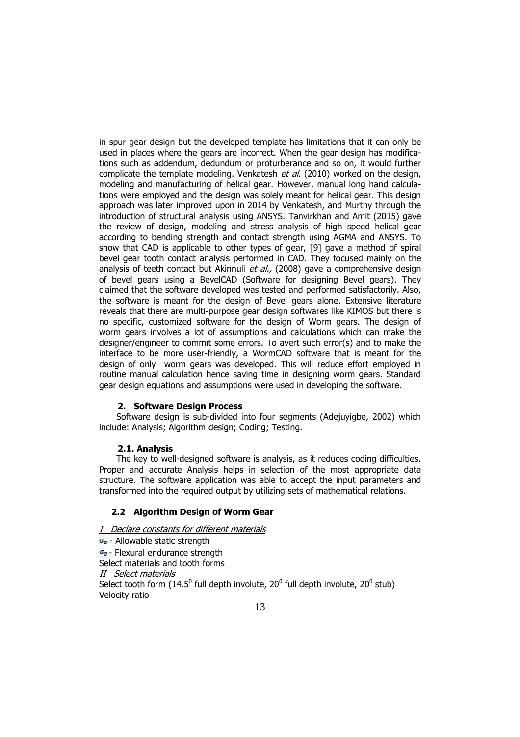in spur gear design but the developed template has limitations that it can only be used in places where the gears are incorrect. When the gear design has modifications such as addendum, dedundum or proturberance and so on, it would further complicate the template modeling. Venkatesh *et al.* (2010) worked on the design, modeling and manufacturing of helical gear. However, manual long hand calculations were employed and the design was solely meant for helical gear. This design approach was later improved upon in 2014 by Venkatesh, and Murthy through the introduction of structural analysis using ANSYS. Tanvirkhan and Amit (2015) gave the review of design, modeling and stress analysis of high speed helical gear according to bending strength and contact strength using AGMA and ANSYS. To show that CAD is applicable to other types of gear, [9] gave a method of spiral bevel gear tooth contact analysis performed in CAD. They focused mainly on the analysis of teeth contact but Akinnuli *et al.,* (2008) gave a comprehensive design of bevel gears using a BevelCAD (Software for designing Bevel gears). They claimed that the software developed was tested and performed satisfactorily. Also, the software is meant for the design of Bevel gears alone. Extensive literature reveals that there are multi-purpose gear design softwares like KIMOS but there is no specific, customized software for the design of Worm gears. The design of worm gears involves a lot of assumptions and calculations which can make the designer/engineer to commit some errors. To avert such error(s) and to make the interface to be more user-friendly, a WormCAD software that is meant for the design of only worm gears was developed. This will reduce effort employed in routine manual calculation hence saving time in designing worm gears. Standard gear design equations and assumptions were used in developing the software.

## 2. Software Design Process

Software design is sub-divided into four segments (Adejuyigbe, 2002) which include: Analysis; Algorithm design; Coding; Testing.

### 2.1. Analysis

The key to well-designed software is analysis, as it reduces coding difficulties. Proper and accurate Analysis helps in selection of the most appropriate data structure. The software application was able to accept the input parameters and transformed into the required output by utilizing sets of mathematical relations.

### 2.2 Algorithm Design of Worm Gear

*I Declare constants for different materials*

$\sigma_o$ - Allowable static strength

$\sigma_e$ - Flexural endurance strength

Select materials and tooth forms

*II Select materials*

Select tooth form ($14.5^0$ full depth involute, $20^0$ full depth involute, $20^0$ stub)

Velocity ratio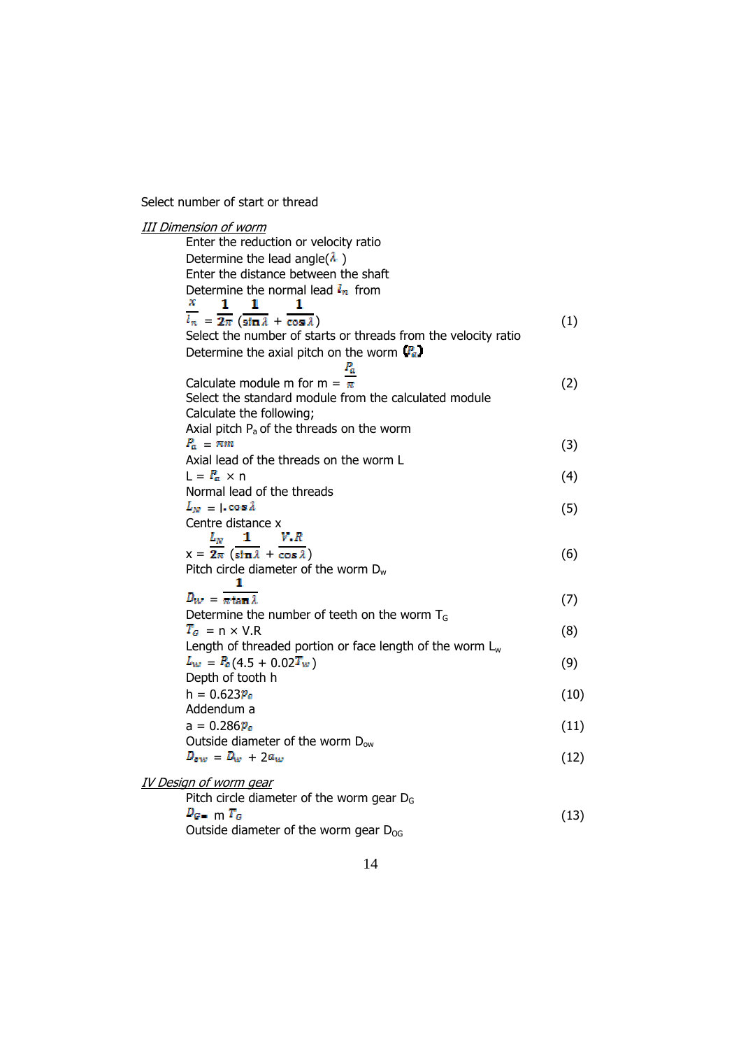Select number of start or thread

*III Dimension of worm*

Enter the reduction or velocity ratio

Determine the lead angle($\lambda$ )

Enter the distance between the shaft

Determine the normal lead $l_n$ from

$$\frac{x}{l_n} = \frac{1}{2\pi}\left(\frac{1}{\sin\lambda} + \frac{1}{\cos\lambda}\right) \tag{1}$$

Select the number of starts or threads from the velocity ratio

Determine the axial pitch on the worm ($P_a$)

$$\text{Calculate module m for } m = \frac{P_a}{\pi} \tag{2}$$

Select the standard module from the calculated module

Calculate the following;

Axial pitch $P_a$ of the threads on the worm

$$P_a = \pi m \tag{3}$$

Axial lead of the threads on the worm L

$$L = P_a \times n \tag{4}$$

Normal lead of the threads

$$L_N = l.\cos\lambda \tag{5}$$

Centre distance x

$$x = \frac{L_N}{2\pi}\left(\frac{1}{\sin\lambda} + \frac{V.R}{\cos\lambda}\right) \tag{6}$$

Pitch circle diameter of the worm $D_w$

$$D_W = \frac{1}{\pi\tan\lambda} \tag{7}$$

Determine the number of teeth on the worm $T_G$

$$T_G = n \times V.R \tag{8}$$

Length of threaded portion or face length of the worm $L_w$

$$L_w = P_a(4.5 + 0.02T_w) \tag{9}$$

Depth of tooth h

$$h = 0.623p_a \tag{10}$$

Addendum a

$$a = 0.286p_a \tag{11}$$

Outside diameter of the worm $D_{ow}$

$$D_{ow} = D_w + 2a_w \tag{12}$$

*IV Design of worm gear*

Pitch circle diameter of the worm gear $D_G$

$$D_G = m\,T_G \tag{13}$$

Outside diameter of the worm gear $D_{OG}$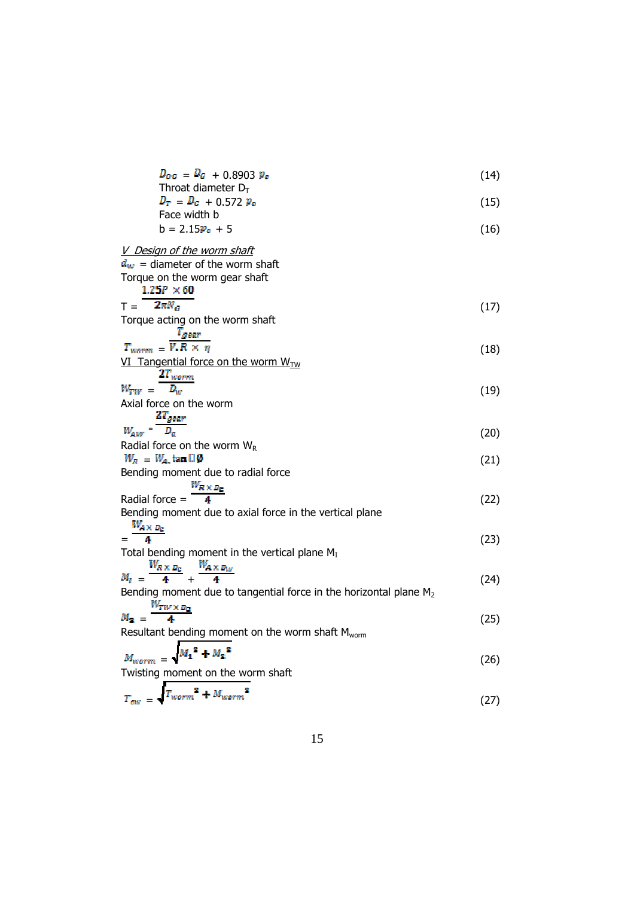$$D_{OG} = D_G + 0.8903\, p_c \tag{14}$$

Throat diameter $D_T$

$$D_T = D_G + 0.572\, p_c \tag{15}$$

Face width b

$$b = 2.15 p_c + 5 \tag{16}$$

*V Design of the worm shaft*

$d_w$ = diameter of the worm shaft

Torque on the worm gear shaft

$$T = \frac{1.25P \times 60}{2\pi N_G} \tag{17}$$

Torque acting on the worm shaft

$$T_{worm} = \frac{T_{gear}}{V.R \times \eta} \tag{18}$$

VI Tangential force on the worm $W_{TW}$

$$W_{TW} = \frac{2T_{worm}}{D_w} \tag{19}$$

Axial force on the worm

$$W_{AW} = \frac{2T_{gear}}{D_G} \tag{20}$$

Radial force on the worm $W_R$

$$W_R = W_A \tan \emptyset \tag{21}$$

Bending moment due to radial force

$$\text{Radial force} = \frac{W_R \times D_z}{4} \tag{22}$$

Bending moment due to axial force in the vertical plane

$$= \frac{W_A \times D_z}{4} \tag{23}$$

Total bending moment in the vertical plane $M_I$

$$M_I = \frac{W_R \times D_z}{4} + \frac{W_A \times D_W}{4} \tag{24}$$

Bending moment due to tangential force in the horizontal plane $M_2$

$$M_2 = \frac{W_{TW} \times D_z}{4} \tag{25}$$

Resultant bending moment on the worm shaft $M_{worm}$

$$M_{worm} = \sqrt{M_1^{2} + M_2^{2}} \tag{26}$$

Twisting moment on the worm shaft

$$T_{ew} = \sqrt{T_{worm}^{2} + M_{worm}^{2}} \tag{27}$$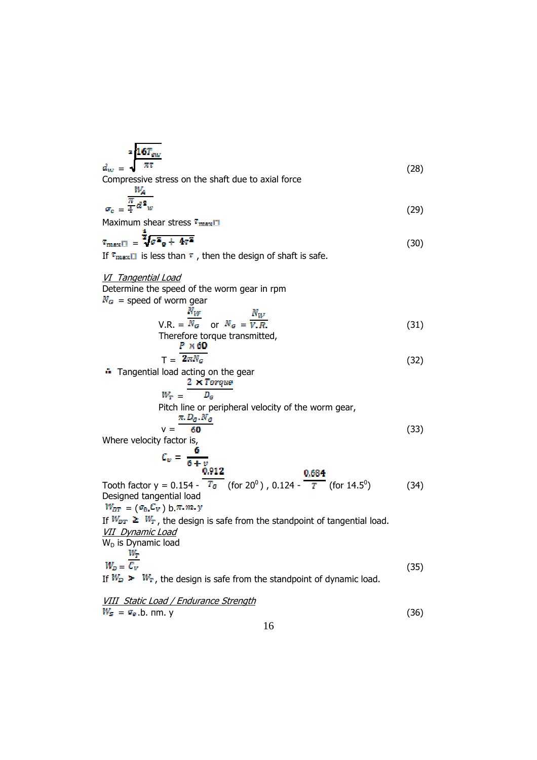$$d_w = \sqrt[3]{\frac{16T_{ew}}{\pi\tau}} \tag{28}$$

Compressive stress on the shaft due to axial force

$$\sigma_c = \frac{W_A}{\frac{\pi}{4}d^2{}_w} \tag{29}$$

Maximum shear stress $\tau_{max}$

$$\tau_{max} = \frac{1}{2}\sqrt{\sigma^2{}_c + 4\tau^2} \tag{30}$$

If $\tau_{max}$ is less than $\tau$, then the design of shaft is safe.

*VI Tangential Load*

Determine the speed of the worm gear in rpm

$N_G$ = speed of worm gear

$$V.R. = \frac{N_W}{N_G} \quad \text{or} \quad N_G = \frac{N_W}{V.R.} \tag{31}$$

Therefore torque transmitted,

$$T = \frac{P \times 60}{2\pi N_G} \tag{32}$$

∴ Tangential load acting on the gear

$$W_T = \frac{2 \times Torque}{D_G}$$

Pitch line or peripheral velocity of the worm gear,

$$v = \frac{\pi . D_G . N_G}{60} \tag{33}$$

Where velocity factor is,

$$C_v = \frac{6}{6+v}$$

Tooth factor y = 0.154 - $\frac{0.912}{T_G}$ (for $20^0$) , 0.124 - $\frac{0.684}{T}$ (for $14.5^0$) (34)

Designed tangential load

$W_{DT} = (\sigma_o . C_V)$ b.$\pi.m.y$

If $W_{DT} \geq W_T$, the design is safe from the standpoint of tangential load.

*VII Dynamic Load*

$W_D$ is Dynamic load

$$W_D = \frac{W_T}{C_V} \tag{35}$$

If $W_D > W_T$, the design is safe from the standpoint of dynamic load.

*VIII Static Load / Endurance Strength*

$$W_S = \sigma_e.b.\pi m.y \tag{36}$$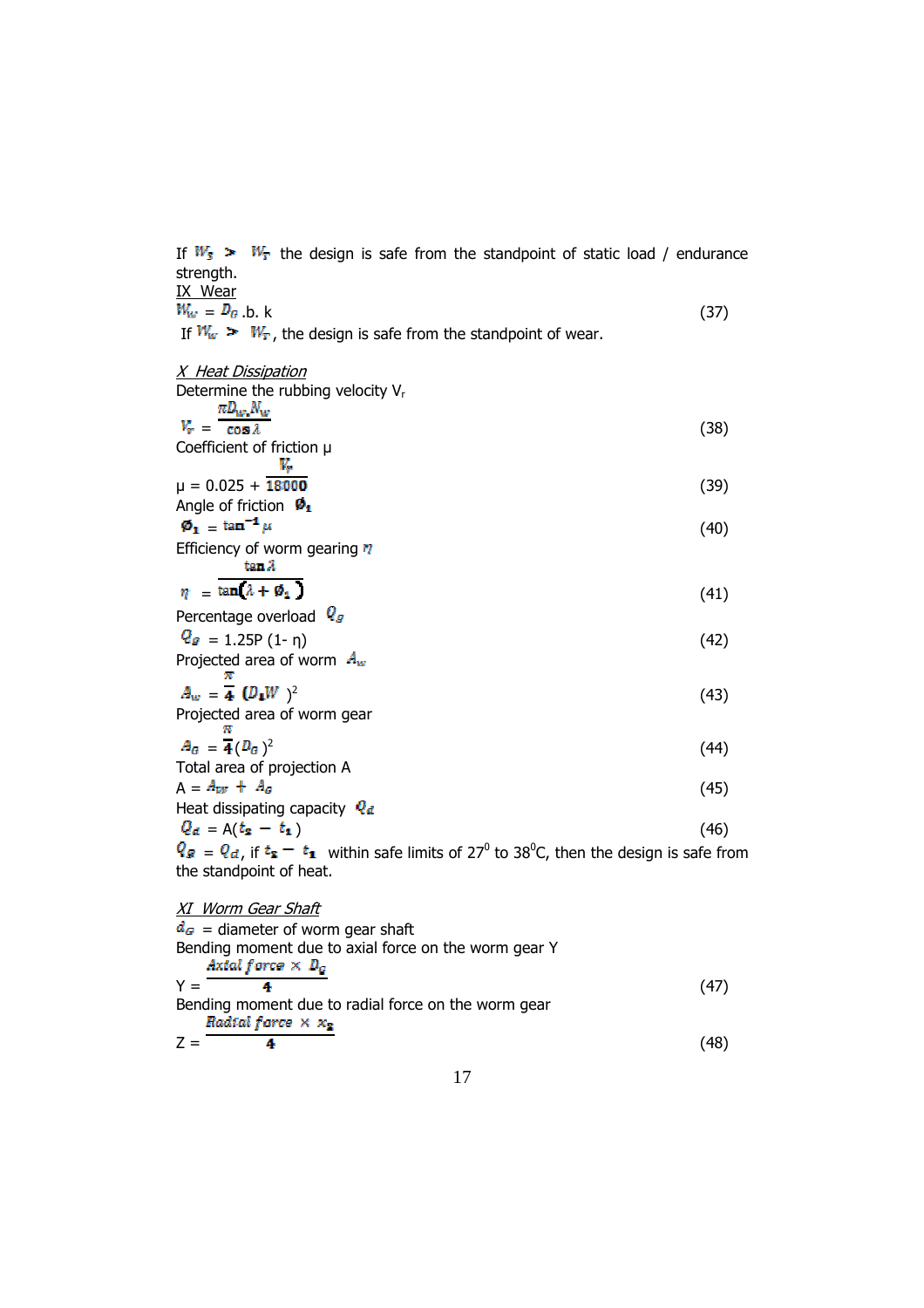If $W_S > W_T$ the design is safe from the standpoint of static load / endurance strength.

IX Wear

$$W_w = D_G .b. k \tag{37}$$

If $W_w > W_T$, the design is safe from the standpoint of wear.

*X Heat Dissipation*

Determine the rubbing velocity $V_r$

$$V_r = \frac{\pi D_W N_W}{\cos\lambda} \tag{38}$$

Coefficient of friction μ

$$\mu = 0.025 + \frac{V_r}{18000} \tag{39}$$

Angle of friction $\phi_1$

$$\phi_1 = \tan^{-1}\mu \tag{40}$$

Efficiency of worm gearing $\eta$

$$\eta = \frac{\tan\lambda}{\tan(\lambda + \phi_1)} \tag{41}$$

Percentage overload $Q_g$

$$Q_g = 1.25P\,(1-\eta) \tag{42}$$

Projected area of worm $A_w$

$$A_w = \frac{\pi}{4}(D_1 W)^2 \tag{43}$$

Projected area of worm gear

$$A_G = \frac{\pi}{4}(D_G)^2 \tag{44}$$

Total area of projection A

$$A = A_W + A_G \tag{45}$$

Heat dissipating capacity $Q_d$

$$Q_d = A(t_2 - t_1) \tag{46}$$

$Q_g = Q_d$, if $t_2 - t_1$ within safe limits of $27^0$ to $38^0$C, then the design is safe from the standpoint of heat.

*XI Worm Gear Shaft*

$d_G$ = diameter of worm gear shaft

Bending moment due to axial force on the worm gear Y

$$Y = \frac{\text{Axial force} \times D_G}{4} \tag{47}$$

Bending moment due to radial force on the worm gear

$$Z = \frac{\text{Radial force} \times x_2}{4} \tag{48}$$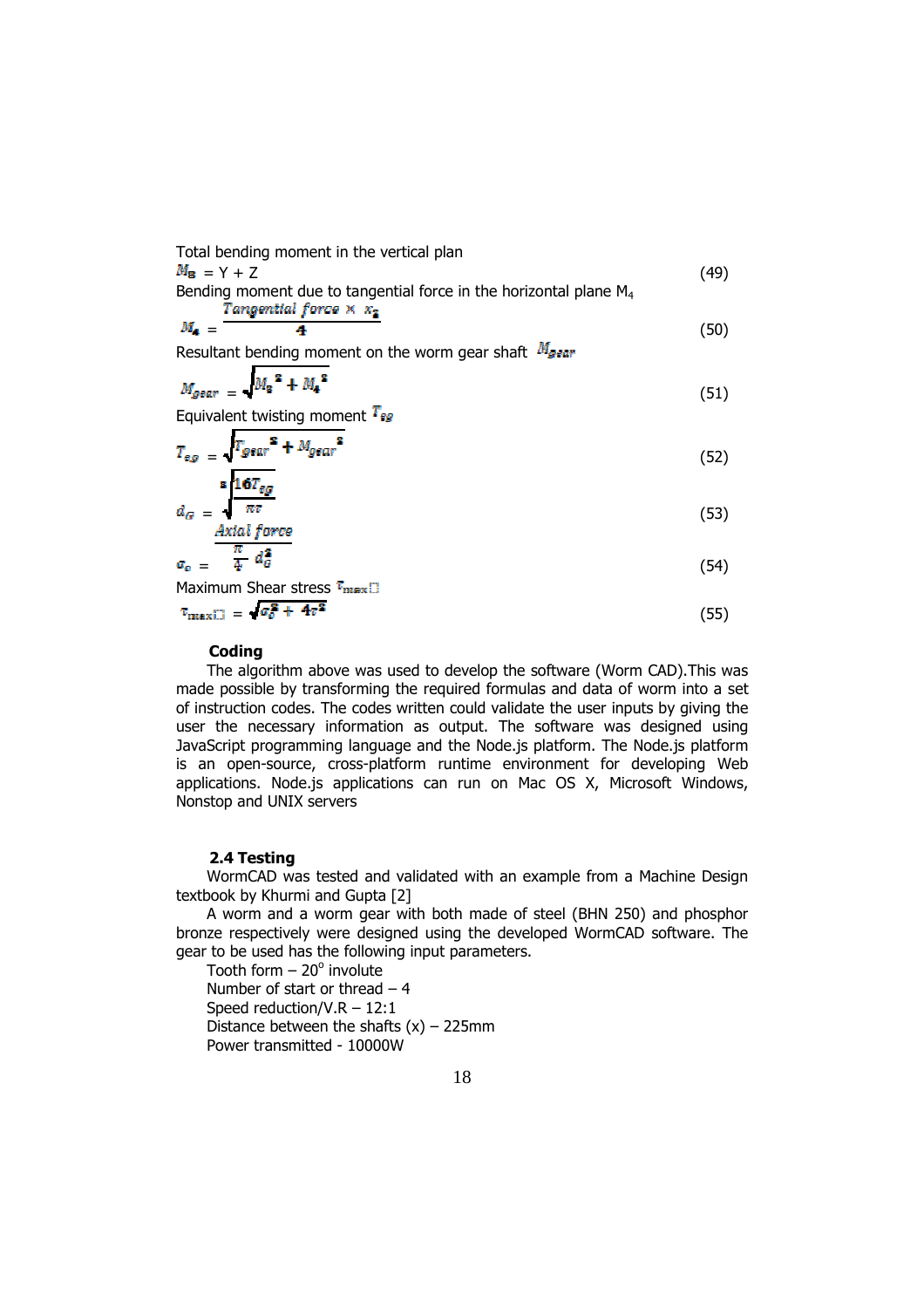Total bending moment in the vertical plan

$$M_3 = Y + Z \tag{49}$$

Bending moment due to tangential force in the horizontal plane $M_4$

$$M_4 = \frac{Tangential\ force \times x_2}{4} \tag{50}$$

Resultant bending moment on the worm gear shaft $M_{gear}$

$$M_{gear} = \sqrt{M_3^{\ 2} + M_4^{\ 2}} \tag{51}$$

Equivalent twisting moment $T_{eg}$

$$T_{eg} = \sqrt{T_{gear}^{\ 2} + M_{gear}^{\ 2}} \tag{52}$$

$$d_G = \sqrt[3]{\frac{16T_{eg}}{\pi\tau}} \tag{53}$$

$$\sigma_o = \frac{Axial\ force}{\frac{\pi}{4}\ d_G^2} \tag{54}$$

Maximum Shear stress $\tau_{max}$

$$\tau_{max} = \sqrt{\sigma_o^2 + 4\tau^2} \tag{55}$$

**Coding**

The algorithm above was used to develop the software (Worm CAD).This was made possible by transforming the required formulas and data of worm into a set of instruction codes. The codes written could validate the user inputs by giving the user the necessary information as output. The software was designed using JavaScript programming language and the Node.js platform. The Node.js platform is an open-source, cross-platform runtime environment for developing Web applications. Node.js applications can run on Mac OS X, Microsoft Windows, Nonstop and UNIX servers

## 2.4 Testing

WormCAD was tested and validated with an example from a Machine Design textbook by Khurmi and Gupta [2]

A worm and a worm gear with both made of steel (BHN 250) and phosphor bronze respectively were designed using the developed WormCAD software. The gear to be used has the following input parameters.

Tooth form – $20^o$ involute
Number of start or thread – 4
Speed reduction/V.R – 12:1
Distance between the shafts (x) – 225mm
Power transmitted - 10000W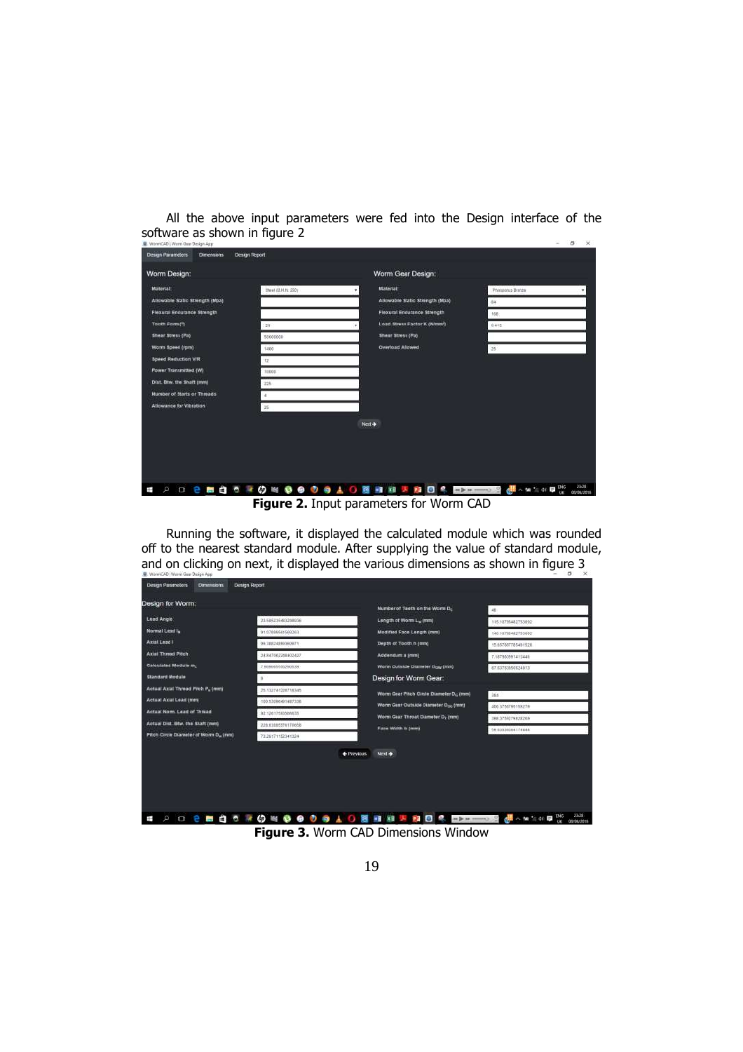All the above input parameters were fed into the Design interface of the software as shown in figure 2

**Figure 2.** Input parameters for Worm CAD

Running the software, it displayed the calculated module which was rounded off to the nearest standard module. After supplying the value of standard module, and on clicking on next, it displayed the various dimensions as shown in figure 3

**Figure 3.** Worm CAD Dimensions Window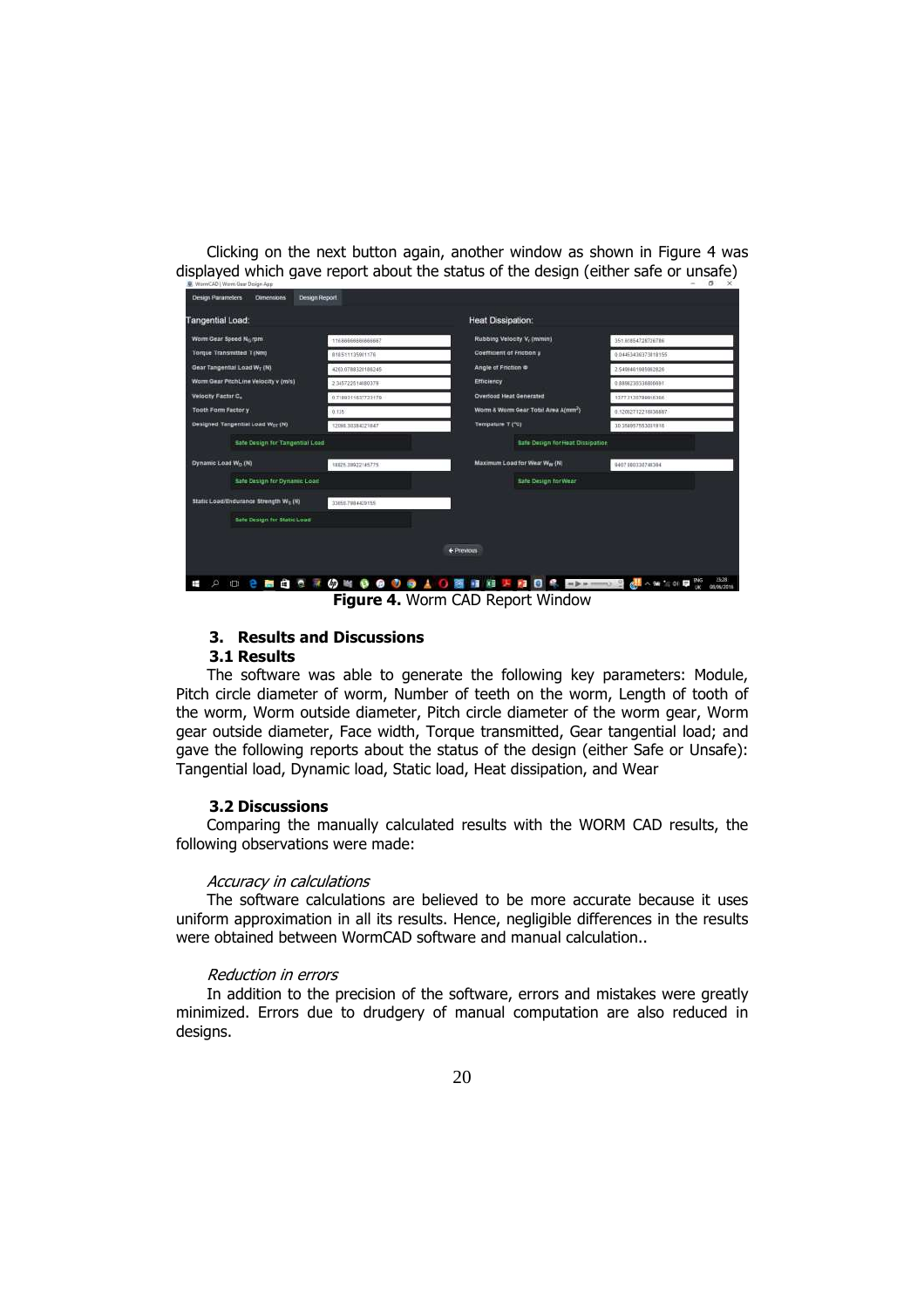Clicking on the next button again, another window as shown in Figure 4 was displayed which gave report about the status of the design (either safe or unsafe)

Figure 4. Worm CAD Report Window

### 3. Results and Discussions

### 3.1 Results

The software was able to generate the following key parameters: Module, Pitch circle diameter of worm, Number of teeth on the worm, Length of tooth of the worm, Worm outside diameter, Pitch circle diameter of the worm gear, Worm gear outside diameter, Face width, Torque transmitted, Gear tangential load; and gave the following reports about the status of the design (either Safe or Unsafe): Tangential load, Dynamic load, Static load, Heat dissipation, and Wear

### 3.2 Discussions

Comparing the manually calculated results with the WORM CAD results, the following observations were made:

*Accuracy in calculations*

The software calculations are believed to be more accurate because it uses uniform approximation in all its results. Hence, negligible differences in the results were obtained between WormCAD software and manual calculation..

*Reduction in errors*

In addition to the precision of the software, errors and mistakes were greatly minimized. Errors due to drudgery of manual computation are also reduced in designs.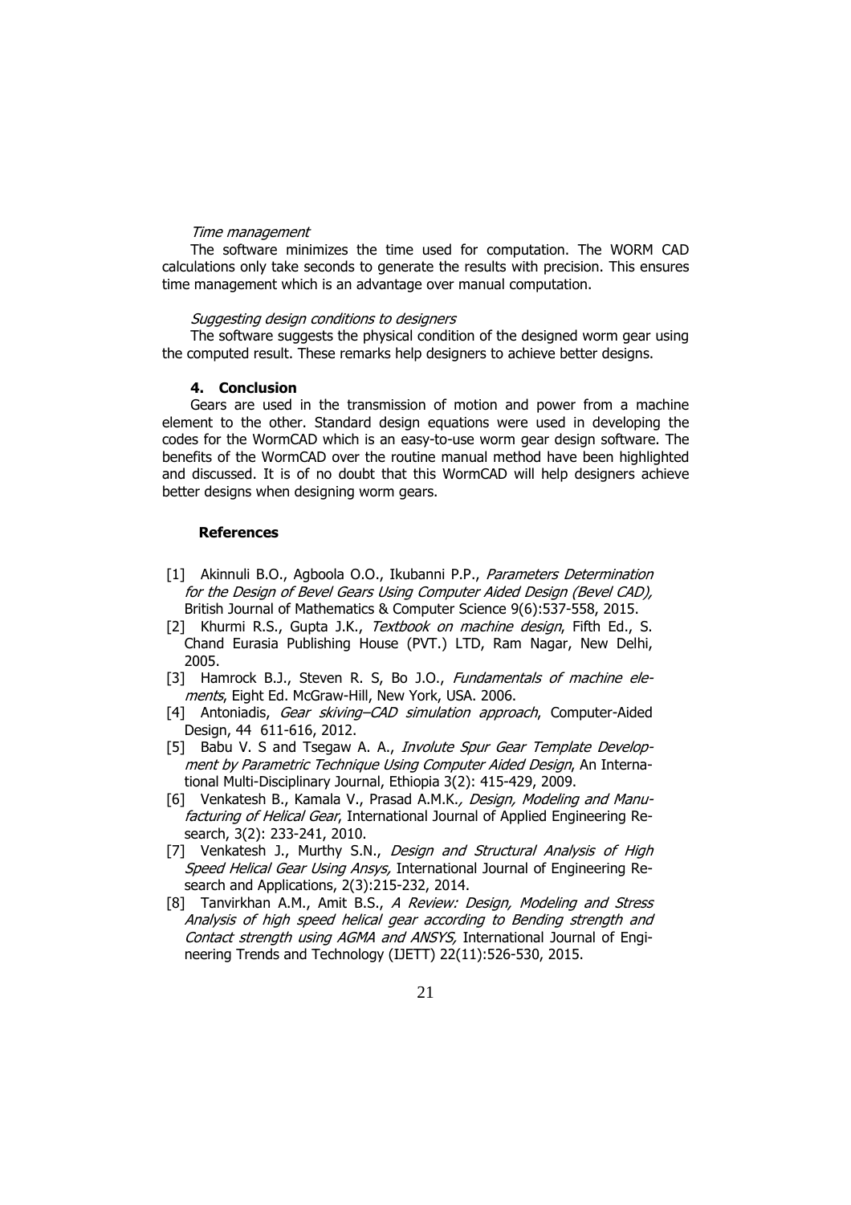*Time management*

The software minimizes the time used for computation. The WORM CAD calculations only take seconds to generate the results with precision. This ensures time management which is an advantage over manual computation.

*Suggesting design conditions to designers*

The software suggests the physical condition of the designed worm gear using the computed result. These remarks help designers to achieve better designs.

## 4. Conclusion

Gears are used in the transmission of motion and power from a machine element to the other. Standard design equations were used in developing the codes for the WormCAD which is an easy-to-use worm gear design software. The benefits of the WormCAD over the routine manual method have been highlighted and discussed. It is of no doubt that this WormCAD will help designers achieve better designs when designing worm gears.

## References

[1] Akinnuli B.O., Agboola O.O., Ikubanni P.P., *Parameters Determination for the Design of Bevel Gears Using Computer Aided Design (Bevel CAD),* British Journal of Mathematics & Computer Science 9(6):537-558, 2015.

[2] Khurmi R.S., Gupta J.K., *Textbook on machine design*, Fifth Ed., S. Chand Eurasia Publishing House (PVT.) LTD, Ram Nagar, New Delhi, 2005.

[3] Hamrock B.J., Steven R. S, Bo J.O., *Fundamentals of machine elements*, Eight Ed. McGraw-Hill, New York, USA. 2006.

[4] Antoniadis, *Gear skiving–CAD simulation approach*, Computer-Aided Design, 44 611-616, 2012.

[5] Babu V. S and Tsegaw A. A., *Involute Spur Gear Template Development by Parametric Technique Using Computer Aided Design*, An International Multi-Disciplinary Journal, Ethiopia 3(2): 415-429, 2009.

[6] Venkatesh B., Kamala V., Prasad A.M.K*., Design, Modeling and Manufacturing of Helical Gear*, International Journal of Applied Engineering Research, 3(2): 233-241, 2010.

[7] Venkatesh J., Murthy S.N., *Design and Structural Analysis of High Speed Helical Gear Using Ansys,* International Journal of Engineering Research and Applications, 2(3):215-232, 2014.

[8] Tanvirkhan A.M., Amit B.S., *A Review: Design, Modeling and Stress Analysis of high speed helical gear according to Bending strength and Contact strength using AGMA and ANSYS,* International Journal of Engineering Trends and Technology (IJETT) 22(11):526-530, 2015.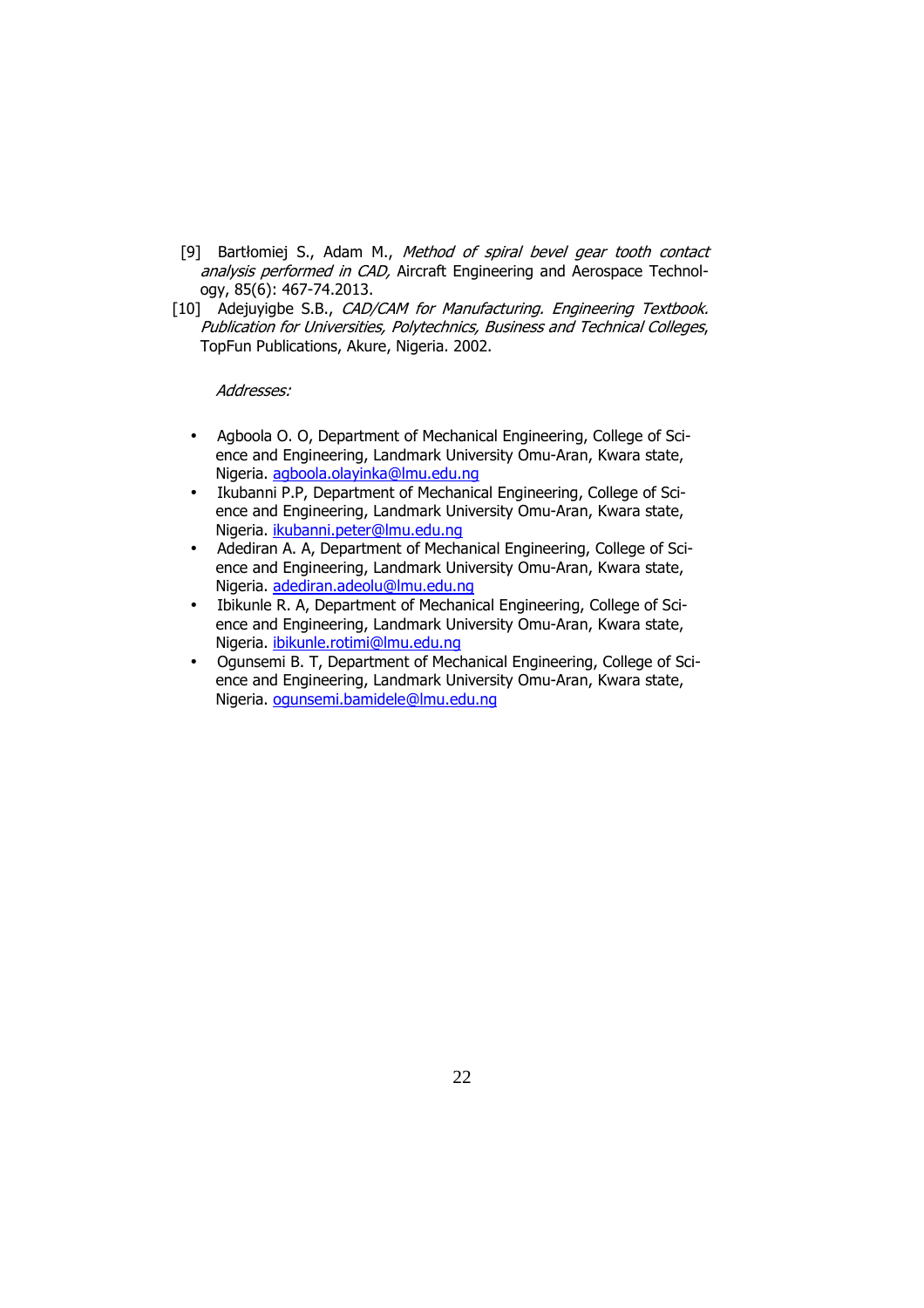[9] Bartłomiej S., Adam M., *Method of spiral bevel gear tooth contact analysis performed in CAD,* Aircraft Engineering and Aerospace Technology, 85(6): 467-74.2013.

[10] Adejuyigbe S.B., *CAD/CAM for Manufacturing. Engineering Textbook. Publication for Universities, Polytechnics, Business and Technical Colleges*, TopFun Publications, Akure, Nigeria. 2002.

*Addresses:*

- Agboola O. O, Department of Mechanical Engineering, College of Science and Engineering, Landmark University Omu-Aran, Kwara state, Nigeria. agboola.olayinka@lmu.edu.ng
- Ikubanni P.P, Department of Mechanical Engineering, College of Science and Engineering, Landmark University Omu-Aran, Kwara state, Nigeria. ikubanni.peter@lmu.edu.ng
- Adediran A. A, Department of Mechanical Engineering, College of Science and Engineering, Landmark University Omu-Aran, Kwara state, Nigeria. adediran.adeolu@lmu.edu.ng
- Ibikunle R. A, Department of Mechanical Engineering, College of Science and Engineering, Landmark University Omu-Aran, Kwara state, Nigeria. ibikunle.rotimi@lmu.edu.ng
- Ogunsemi B. T, Department of Mechanical Engineering, College of Science and Engineering, Landmark University Omu-Aran, Kwara state, Nigeria. ogunsemi.bamidele@lmu.edu.ng